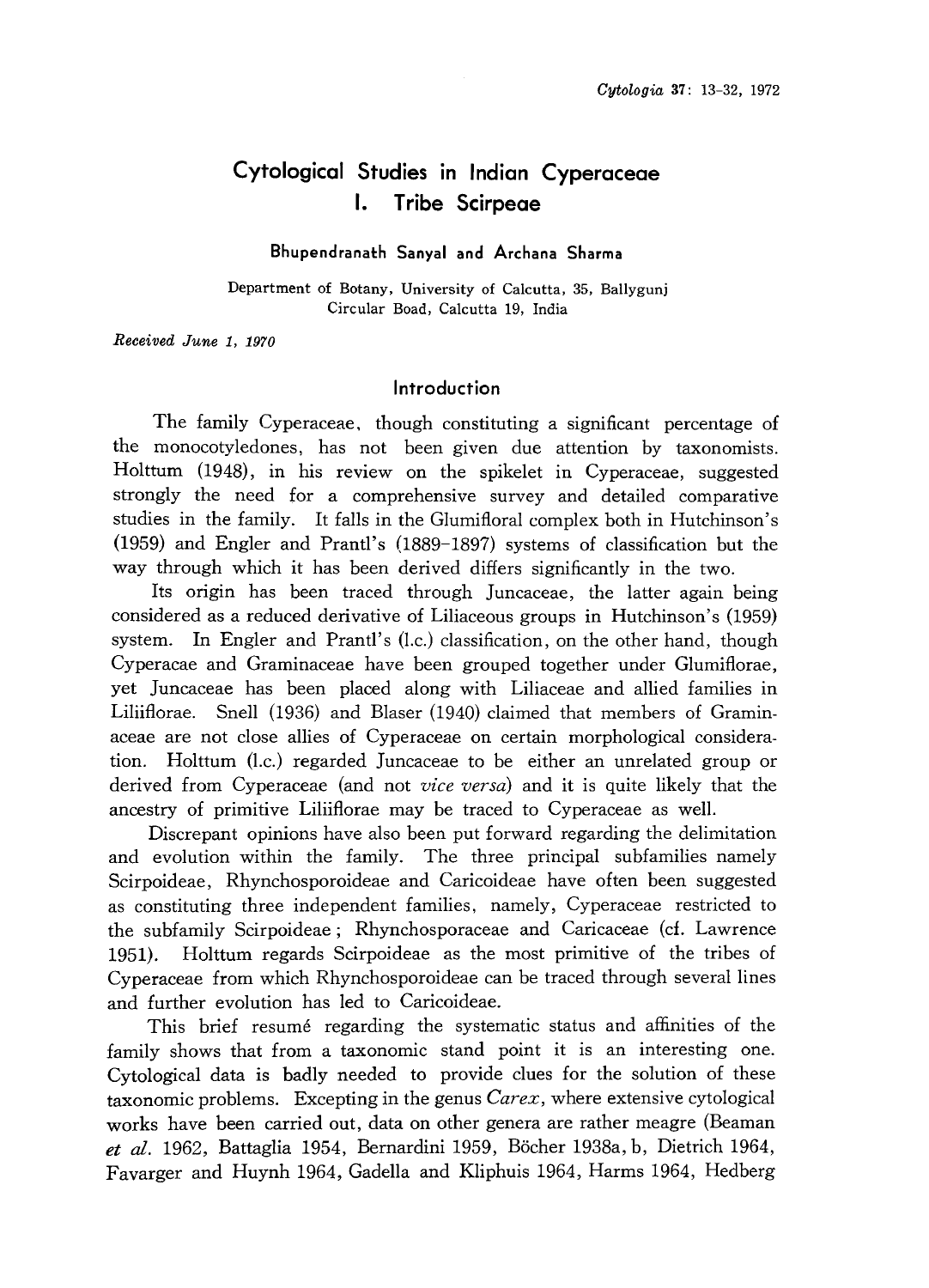# Cytological Studies in Indian Cyperaceae
## I. Tribe Scirpeae

**Bhupendranath Sanyal and Archana Sharma**

Department of Botany, University of Calcutta, 35, Ballygunj Circular Boad, Calcutta 19, India

*Received June 1, 1970*

## Introduction

The family Cyperaceae, though constituting a significant percentage of the monocotyledones, has not been given due attention by taxonomists. Holttum (1948), in his review on the spikelet in Cyperaceae, suggested strongly the need for a comprehensive survey and detailed comparative studies in the family. It falls in the Glumifloral complex both in Hutchinson's (1959) and Engler and Prantl's (1889-1897) systems of classification but the way through which it has been derived differs significantly in the two.

Its origin has been traced through Juncaceae, the latter again being considered as a reduced derivative of Liliaceous groups in Hutchinson's (1959) system. In Engler and Prantl's (l.c.) classification, on the other hand, though Cyperacae and Graminaceae have been grouped together under Glumiflorae, yet Juncaceae has been placed along with Liliaceae and allied families in Liliiflorae. Snell (1936) and Blaser (1940) claimed that members of Graminaceae are not close allies of Cyperaceae on certain morphological consideration. Holttum (l.c.) regarded Juncaceae to be either an unrelated group or derived from Cyperaceae (and not *vice versa*) and it is quite likely that the ancestry of primitive Liliiflorae may be traced to Cyperaceae as well.

Discrepant opinions have also been put forward regarding the delimitation and evolution within the family. The three principal subfamilies namely Scirpoideae, Rhynchosporoideae and Caricoideae have often been suggested as constituting three independent families, namely, Cyperaceae restricted to the subfamily Scirpoideae; Rhynchosporaceae and Caricaceae (cf. Lawrence 1951). Holttum regards Scirpoideae as the most primitive of the tribes of Cyperaceae from which Rhynchosporoideae can be traced through several lines and further evolution has led to Caricoideae.

This brief resumé regarding the systematic status and affinities of the family shows that from a taxonomic stand point it is an interesting one. Cytological data is badly needed to provide clues for the solution of these taxonomic problems. Excepting in the genus *Carex*, where extensive cytological works have been carried out, data on other genera are rather meagre (Beaman *et al.* 1962, Battaglia 1954, Bernardini 1959, Böcher 1938a, b, Dietrich 1964, Favarger and Huynh 1964, Gadella and Kliphuis 1964, Harms 1964, Hedberg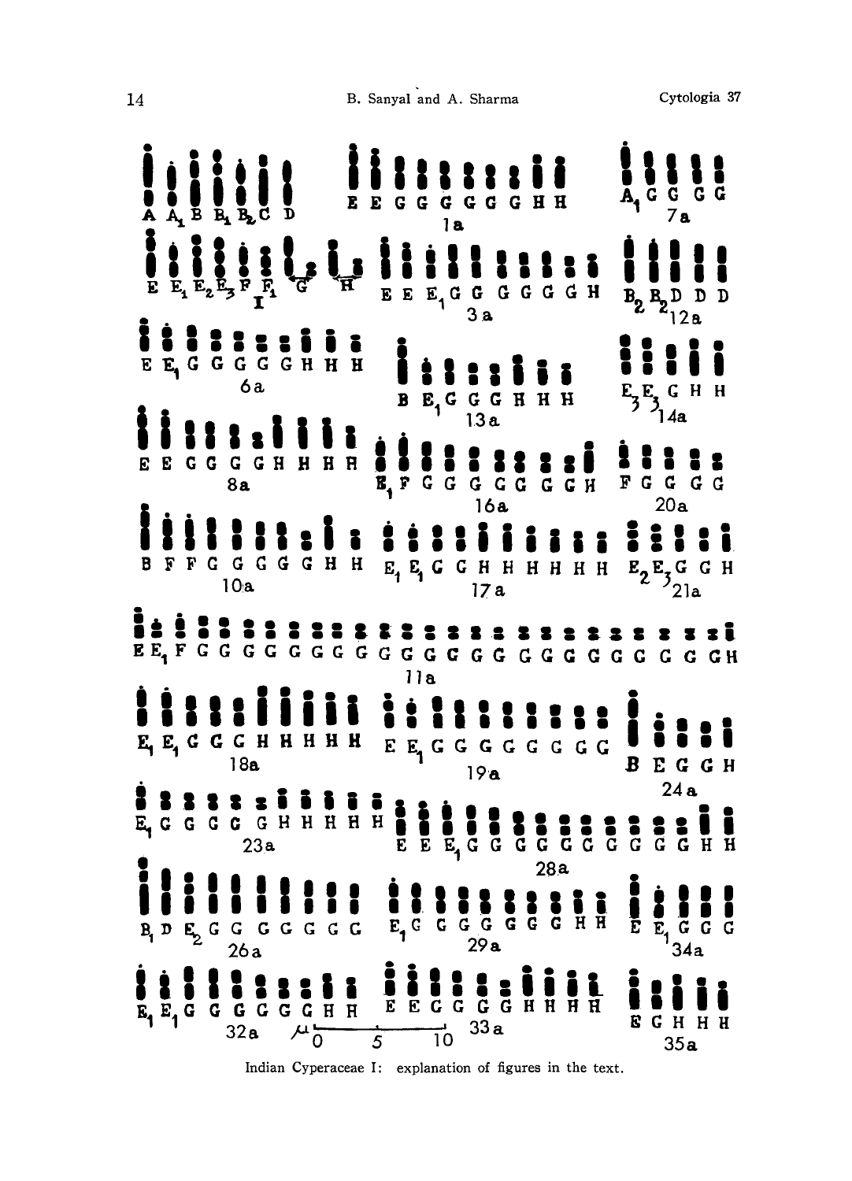Indian Cyperaceae I: explanation of figures in the text.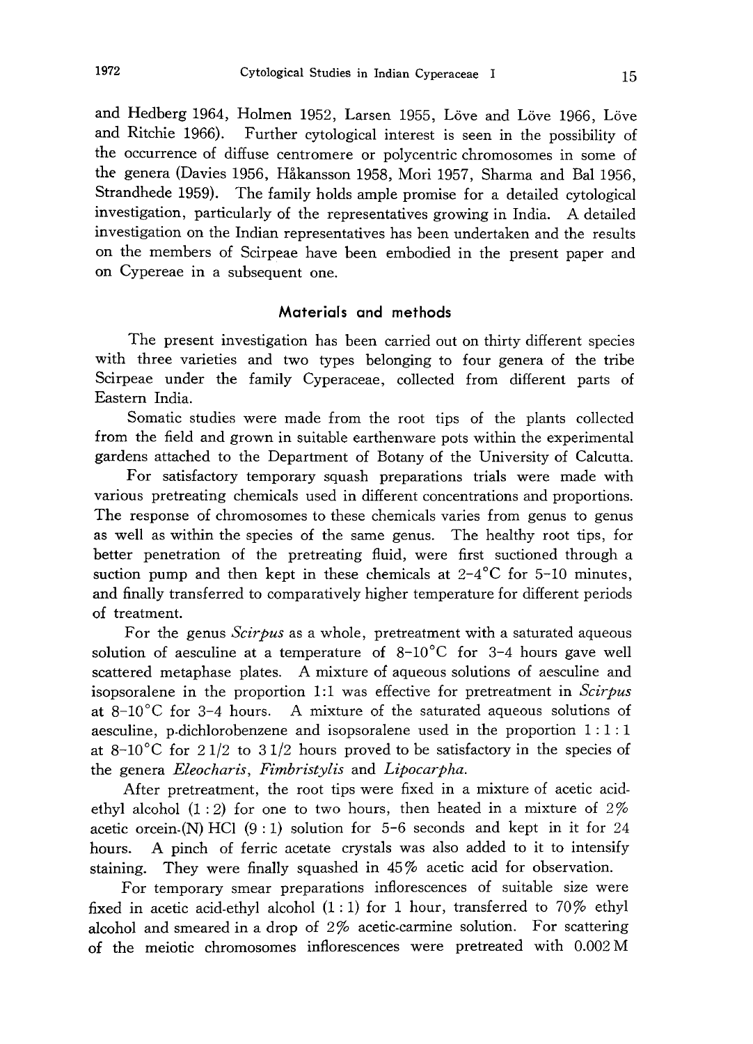and Hedberg 1964, Holmen 1952, Larsen 1955, Löve and Löve 1966, Löve and Ritchie 1966). Further cytological interest is seen in the possibility of the occurrence of diffuse centromere or polycentric chromosomes in some of the genera (Davies 1956, Håkansson 1958, Mori 1957, Sharma and Bal 1956, Strandhede 1959). The family holds ample promise for a detailed cytological investigation, particularly of the representatives growing in India. A detailed investigation on the Indian representatives has been undertaken and the results on the members of Scirpeae have been embodied in the present paper and on Cypereae in a subsequent one.

## Materials and methods

The present investigation has been carried out on thirty different species with three varieties and two types belonging to four genera of the tribe Scirpeae under the family Cyperaceae, collected from different parts of Eastern India.

Somatic studies were made from the root tips of the plants collected from the field and grown in suitable earthenware pots within the experimental gardens attached to the Department of Botany of the University of Calcutta.

For satisfactory temporary squash preparations trials were made with various pretreating chemicals used in different concentrations and proportions. The response of chromosomes to these chemicals varies from genus to genus as well as within the species of the same genus. The healthy root tips, for better penetration of the pretreating fluid, were first suctioned through a suction pump and then kept in these chemicals at 2–4°C for 5–10 minutes, and finally transferred to comparatively higher temperature for different periods of treatment.

For the genus *Scirpus* as a whole, pretreatment with a saturated aqueous solution of aesculine at a temperature of 8–10°C for 3–4 hours gave well scattered metaphase plates. A mixture of aqueous solutions of aesculine and isopsoralene in the proportion 1:1 was effective for pretreatment in *Scirpus* at 8–10°C for 3–4 hours. A mixture of the saturated aqueous solutions of aesculine, p-dichlorobenzene and isopsoralene used in the proportion 1 : 1 : 1 at 8–10°C for 2 1/2 to 3 1/2 hours proved to be satisfactory in the species of the genera *Eleocharis*, *Fimbristylis* and *Lipocarpha*.

After pretreatment, the root tips were fixed in a mixture of acetic acid-ethyl alcohol (1 : 2) for one to two hours, then heated in a mixture of 2% acetic orcein-(N) HCl (9 : 1) solution for 5–6 seconds and kept in it for 24 hours. A pinch of ferric acetate crystals was also added to it to intensify staining. They were finally squashed in 45% acetic acid for observation.

For temporary smear preparations inflorescences of suitable size were fixed in acetic acid-ethyl alcohol (1 : 1) for 1 hour, transferred to 70% ethyl alcohol and smeared in a drop of 2% acetic-carmine solution. For scattering of the meiotic chromosomes inflorescences were pretreated with 0.002 M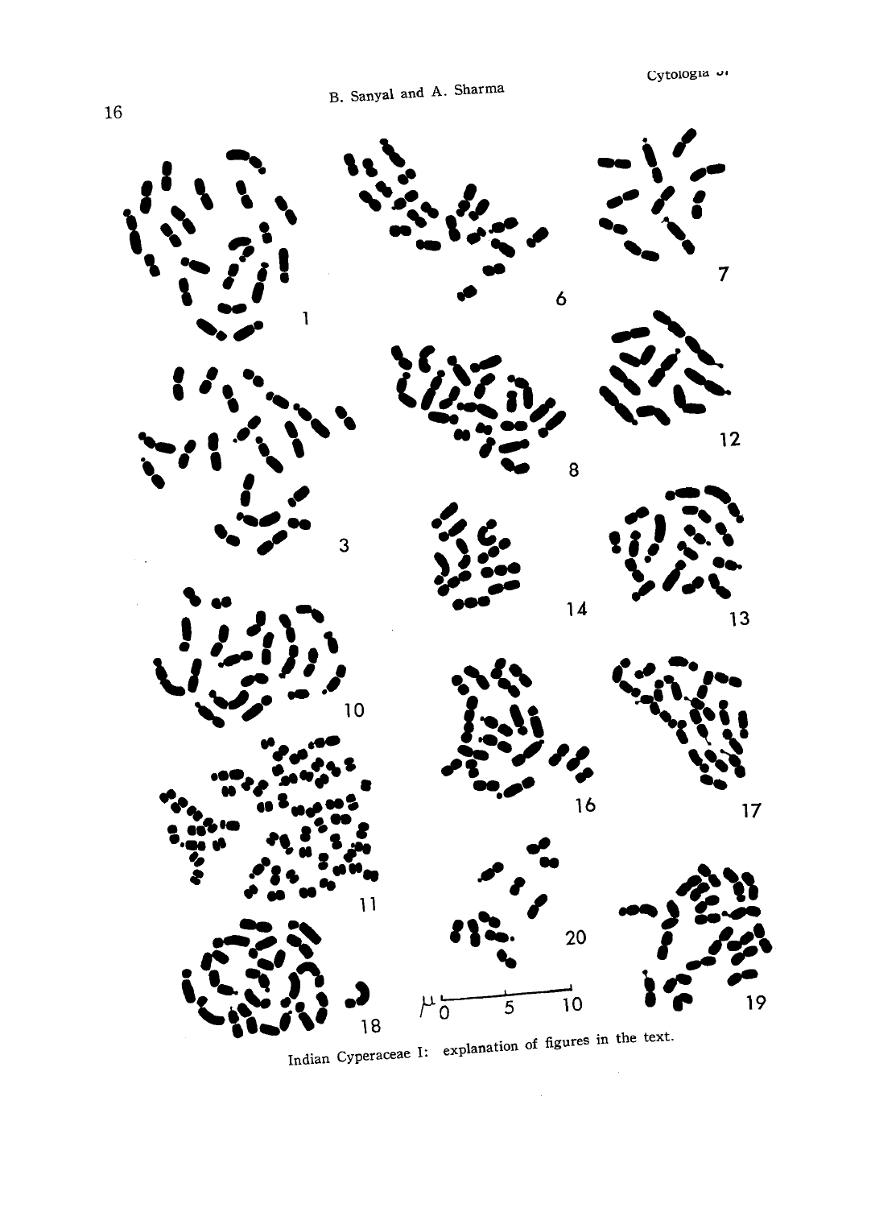Indian Cyperaceae I: explanation of figures in the text.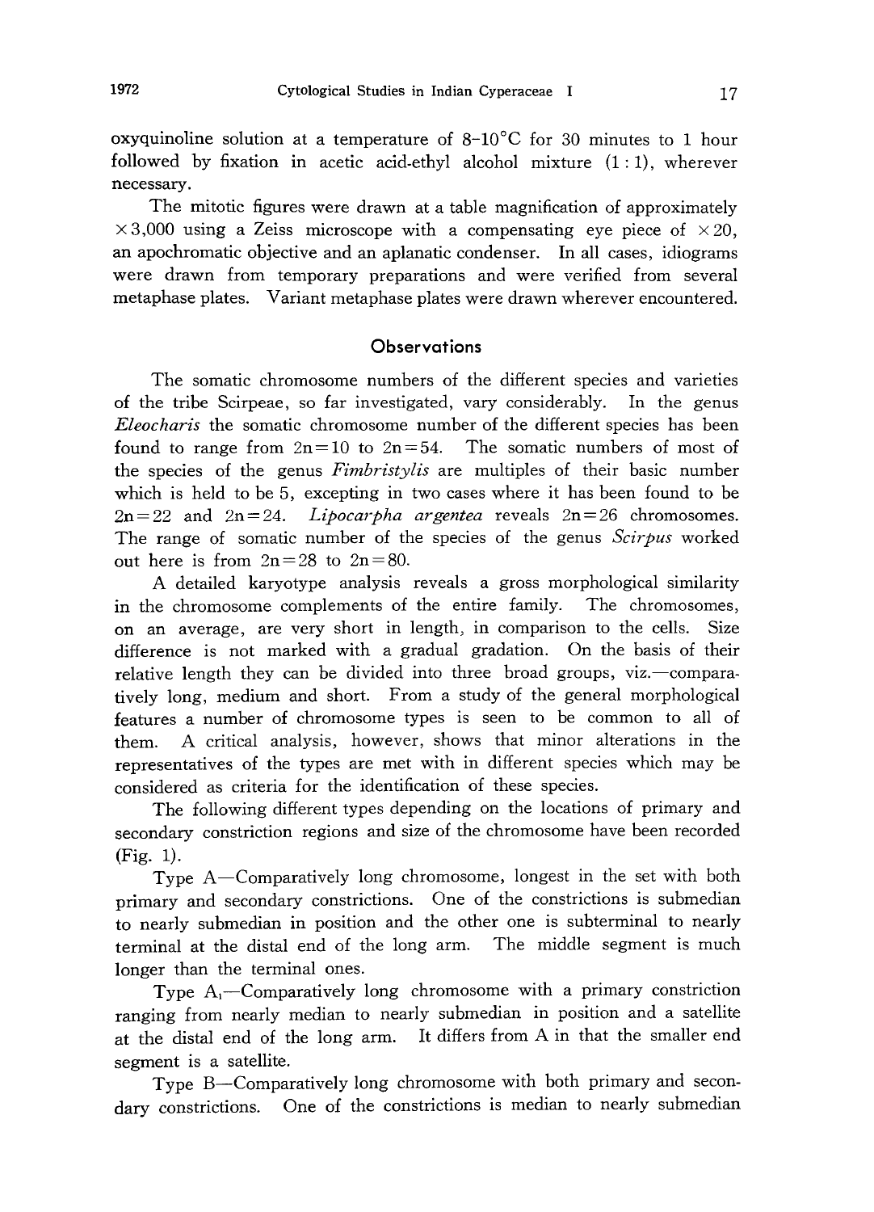oxyquinoline solution at a temperature of 8–10°C for 30 minutes to 1 hour followed by fixation in acetic acid-ethyl alcohol mixture (1 : 1), wherever necessary.

The mitotic figures were drawn at a table magnification of approximately ×3,000 using a Zeiss microscope with a compensating eye piece of ×20, an apochromatic objective and an aplanatic condenser. In all cases, idiograms were drawn from temporary preparations and were verified from several metaphase plates. Variant metaphase plates were drawn wherever encountered.

## Observations

The somatic chromosome numbers of the different species and varieties of the tribe Scirpeae, so far investigated, vary considerably. In the genus *Eleocharis* the somatic chromosome number of the different species has been found to range from 2n=10 to 2n=54. The somatic numbers of most of the species of the genus *Fimbristylis* are multiples of their basic number which is held to be 5, excepting in two cases where it has been found to be 2n=22 and 2n=24. *Lipocarpha argentea* reveals 2n=26 chromosomes. The range of somatic number of the species of the genus *Scirpus* worked out here is from 2n=28 to 2n=80.

A detailed karyotype analysis reveals a gross morphological similarity in the chromosome complements of the entire family. The chromosomes, on an average, are very short in length, in comparison to the cells. Size difference is not marked with a gradual gradation. On the basis of their relative length they can be divided into three broad groups, viz.—comparatively long, medium and short. From a study of the general morphological features a number of chromosome types is seen to be common to all of them. A critical analysis, however, shows that minor alterations in the representatives of the types are met with in different species which may be considered as criteria for the identification of these species.

The following different types depending on the locations of primary and secondary constriction regions and size of the chromosome have been recorded (Fig. 1).

Type A—Comparatively long chromosome, longest in the set with both primary and secondary constrictions. One of the constrictions is submedian to nearly submedian in position and the other one is subterminal to nearly terminal at the distal end of the long arm. The middle segment is much longer than the terminal ones.

Type $A_1$—Comparatively long chromosome with a primary constriction ranging from nearly median to nearly submedian in position and a satellite at the distal end of the long arm. It differs from A in that the smaller end segment is a satellite.

Type B—Comparatively long chromosome with both primary and secondary constrictions. One of the constrictions is median to nearly submedian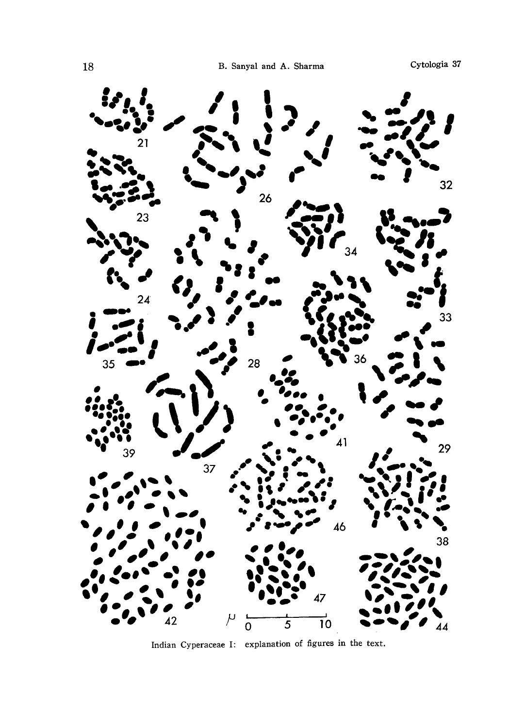Indian Cyperaceae I: explanation of figures in the text.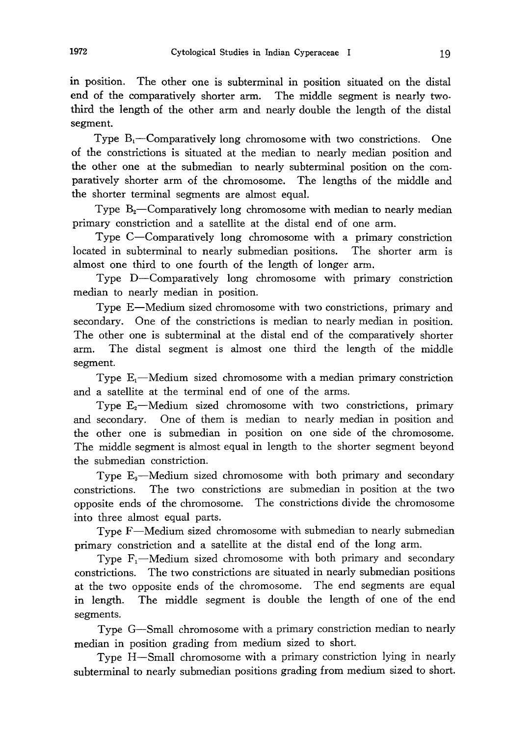in position. The other one is subterminal in position situated on the distal end of the comparatively shorter arm. The middle segment is nearly two-third the length of the other arm and nearly double the length of the distal segment.

Type $B_1$—Comparatively long chromosome with two constrictions. One of the constrictions is situated at the median to nearly median position and the other one at the submedian to nearly subterminal position on the comparatively shorter arm of the chromosome. The lengths of the middle and the shorter terminal segments are almost equal.

Type $B_2$—Comparatively long chromosome with median to nearly median primary constriction and a satellite at the distal end of one arm.

Type C—Comparatively long chromosome with a primary constriction located in subterminal to nearly submedian positions. The shorter arm is almost one third to one fourth of the length of longer arm.

Type D—Comparatively long chromosome with primary constriction median to nearly median in position.

Type E—Medium sized chromosome with two constrictions, primary and secondary. One of the constrictions is median to nearly median in position. The other one is subterminal at the distal end of the comparatively shorter arm. The distal segment is almost one third the length of the middle segment.

Type $E_1$—Medium sized chromosome with a median primary constriction and a satellite at the terminal end of one of the arms.

Type $E_2$—Medium sized chromosome with two constrictions, primary and secondary. One of them is median to nearly median in position and the other one is submedian in position on one side of the chromosome. The middle segment is almost equal in length to the shorter segment beyond the submedian constriction.

Type $E_3$—Medium sized chromosome with both primary and secondary constrictions. The two constrictions are submedian in position at the two opposite ends of the chromosome. The constrictions divide the chromosome into three almost equal parts.

Type F—Medium sized chromosome with submedian to nearly submedian primary constriction and a satellite at the distal end of the long arm.

Type $F_1$—Medium sized chromosome with both primary and secondary constrictions. The two constrictions are situated in nearly submedian positions at the two opposite ends of the chromosome. The end segments are equal in length. The middle segment is double the length of one of the end segments.

Type G—Small chromosome with a primary constriction median to nearly median in position grading from medium sized to short.

Type H—Small chromosome with a primary constriction lying in nearly subterminal to nearly submedian positions grading from medium sized to short.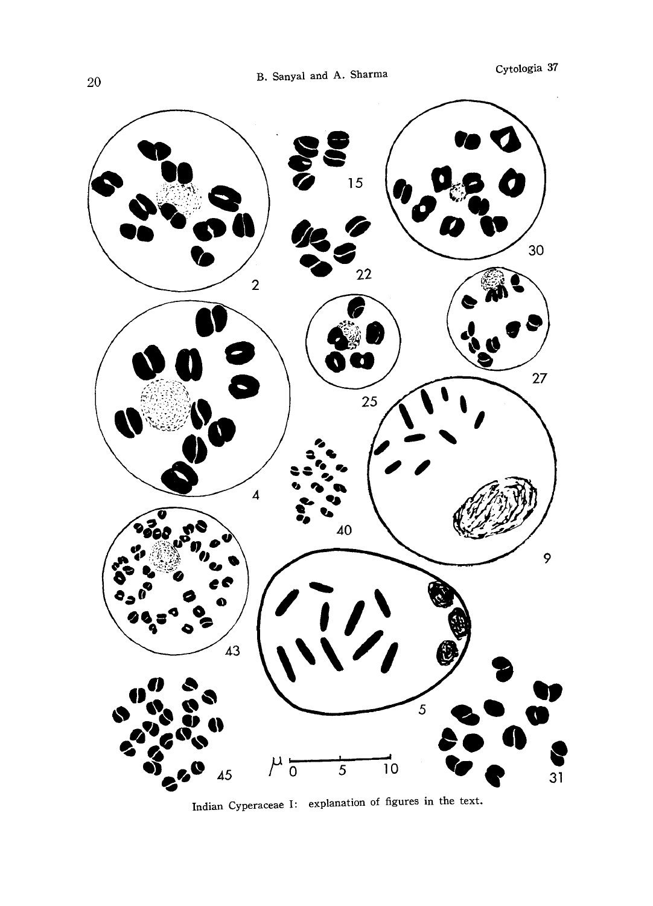Indian Cyperaceae I: explanation of figures in the text.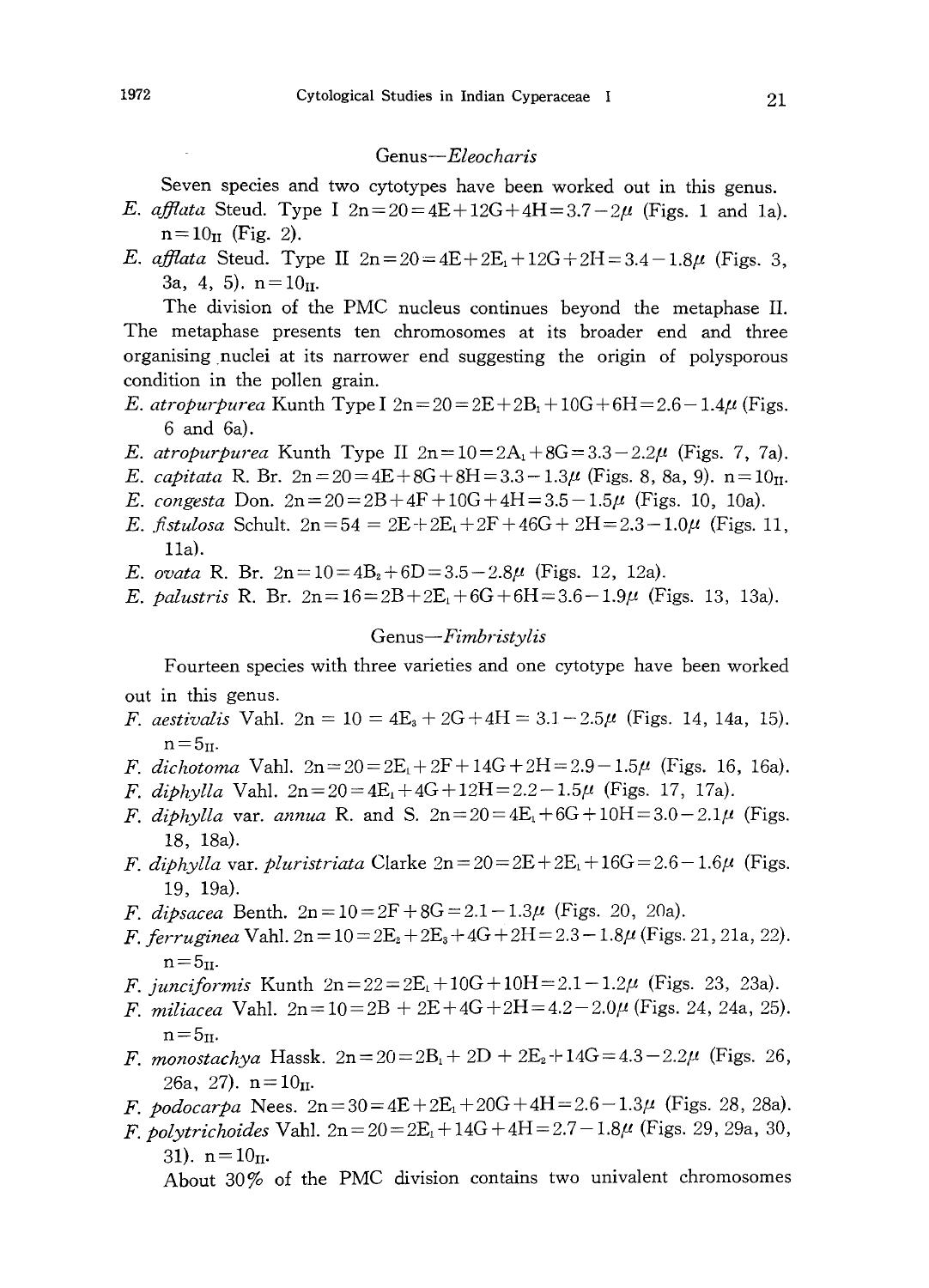### Genus—*Eleocharis*

Seven species and two cytotypes have been worked out in this genus.

*E. afflata* Steud. Type I $2n=20=4E+12G+4H=3.7-2\mu$ (Figs. 1 and 1a). $n=10_{II}$ (Fig. 2).

*E. afflata* Steud. Type II $2n=20=4E+2E_1+12G+2H=3.4-1.8\mu$ (Figs. 3, 3a, 4, 5). $n=10_{II}$.

The division of the PMC nucleus continues beyond the metaphase II. The metaphase presents ten chromosomes at its broader end and three organising nuclei at its narrower end suggesting the origin of polysporous condition in the pollen grain.

*E. atropurpurea* Kunth Type I $2n=20=2E+2B_1+10G+6H=2.6-1.4\mu$ (Figs. 6 and 6a).

*E. atropurpurea* Kunth Type II $2n=10=2A_1+8G=3.3-2.2\mu$ (Figs. 7, 7a).

*E. capitata* R. Br. $2n=20=4E+8G+8H=3.3-1.3\mu$ (Figs. 8, 8a, 9). $n=10_{II}$.

*E. congesta* Don. $2n=20=2B+4F+10G+4H=3.5-1.5\mu$ (Figs. 10, 10a).

*E. fistulosa* Schult. $2n=54=2E+2E_1+2F+46G+2H=2.3-1.0\mu$ (Figs. 11, 11a).

*E. ovata* R. Br. $2n=10=4B_2+6D=3.5-2.8\mu$ (Figs. 12, 12a).

*E. palustris* R. Br. $2n=16=2B+2E_1+6G+6H=3.6-1.9\mu$ (Figs. 13, 13a).

### Genus—*Fimbristylis*

Fourteen species with three varieties and one cytotype have been worked out in this genus.

*F. aestivalis* Vahl. $2n=10=4E_3+2G+4H=3.1-2.5\mu$ (Figs. 14, 14a, 15). $n=5_{II}$.

*F. dichotoma* Vahl. $2n=20=2E_1+2F+14G+2H=2.9-1.5\mu$ (Figs. 16, 16a).

*F. diphylla* Vahl. $2n=20=4E_1+4G+12H=2.2-1.5\mu$ (Figs. 17, 17a).

*F. diphylla* var. *annua* R. and S. $2n=20=4E_1+6G+10H=3.0-2.1\mu$ (Figs. 18, 18a).

*F. diphylla* var. *pluristriata* Clarke $2n=20=2E+2E_1+16G=2.6-1.6\mu$ (Figs. 19, 19a).

*F. dipsacea* Benth. $2n=10=2F+8G=2.1-1.3\mu$ (Figs. 20, 20a).

*F. ferruginea* Vahl. $2n=10=2E_2+2E_3+4G+2H=2.3-1.8\mu$ (Figs. 21, 21a, 22). $n=5_{II}$.

*F. junciformis* Kunth $2n=22=2E_1+10G+10H=2.1-1.2\mu$ (Figs. 23, 23a).

*F. miliacea* Vahl. $2n=10=2B+2E+4G+2H=4.2-2.0\mu$ (Figs. 24, 24a, 25). $n=5_{II}$.

*F. monostachya* Hassk. $2n=20=2B_1+2D+2E_2+14G=4.3-2.2\mu$ (Figs. 26, 26a, 27). $n=10_{II}$.

*F. podocarpa* Nees. $2n=30=4E+2E_1+20G+4H=2.6-1.3\mu$ (Figs. 28, 28a).

*F. polytrichoides* Vahl. $2n=20=2E_1+14G+4H=2.7-1.8\mu$ (Figs. 29, 29a, 30, 31). $n=10_{II}$.

About 30% of the PMC division contains two univalent chromosomes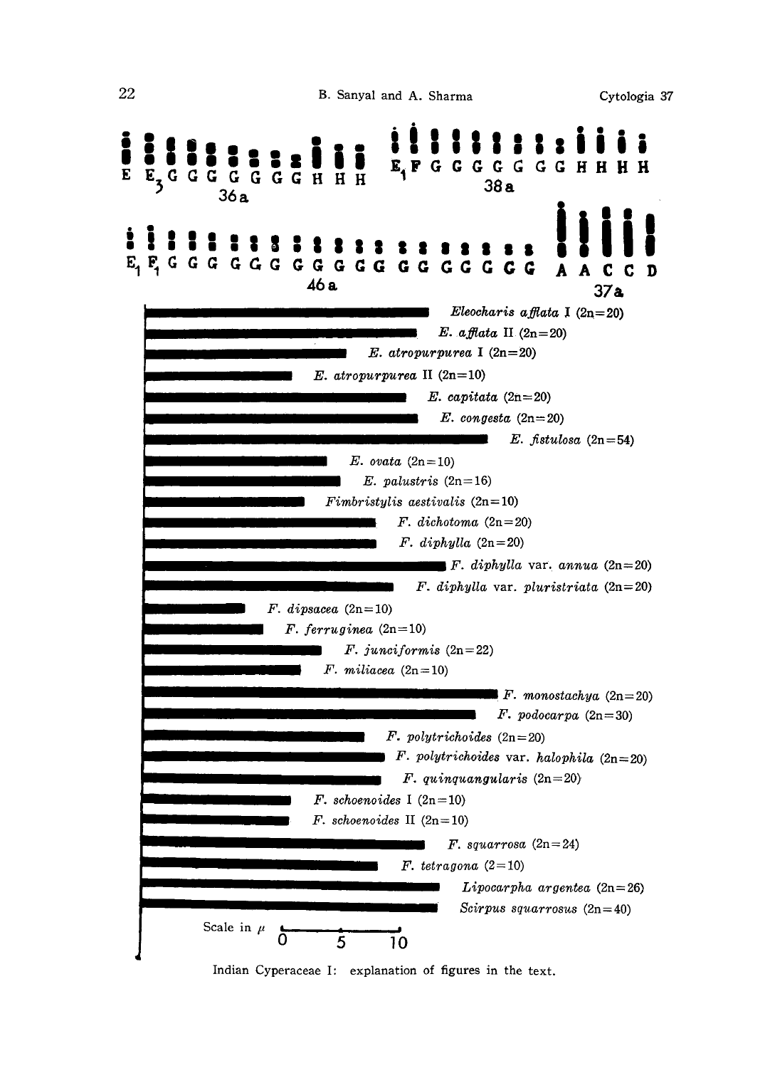E E₃ G G G G G G G H H H

36a

E₁ F G G G G G G G H H H H

38a

E₁ F₁ G G G G G G G G G G G G G G G G G

46a

A A C C D

37a

*Eleocharis afflata* I (2n=20)

*E. afflata* II (2n=20)

*E. atropurpurea* I (2n=20)

*E. atropurpurea* II (2n=10)

*E. capitata* (2n=20)

*E. congesta* (2n=20)

*E. fistulosa* (2n=54)

*E. ovata* (2n=10)

*E. palustris* (2n=16)

*Fimbristylis aestivalis* (2n=10)

*F. dichotoma* (2n=20)

*F. diphylla* (2n=20)

*F. diphylla* var. *annua* (2n=20)

*F. diphylla* var. *pluristriata* (2n=20)

*F. dipsacea* (2n=10)

*F. ferruginea* (2n=10)

*F. junciformis* (2n=22)

*F. miliacea* (2n=10)

*F. monostachya* (2n=20)

*F. podocarpa* (2n=30)

*F. polytrichoides* (2n=20)

*F. polytrichoides* var. *halophila* (2n=20)

*F. quinquangularis* (2n=20)

*F. schoenoides* I (2n=10)

*F. schoenoides* II (2n=10)

*F. squarrosa* (2n=24)

*F. tetragona* (2=10)

*Lipocarpha argentea* (2n=26)

*Scirpus squarrosus* (2n=40)

Scale in $\mu$ 0 5 10

Indian Cyperaceae I: explanation of figures in the text.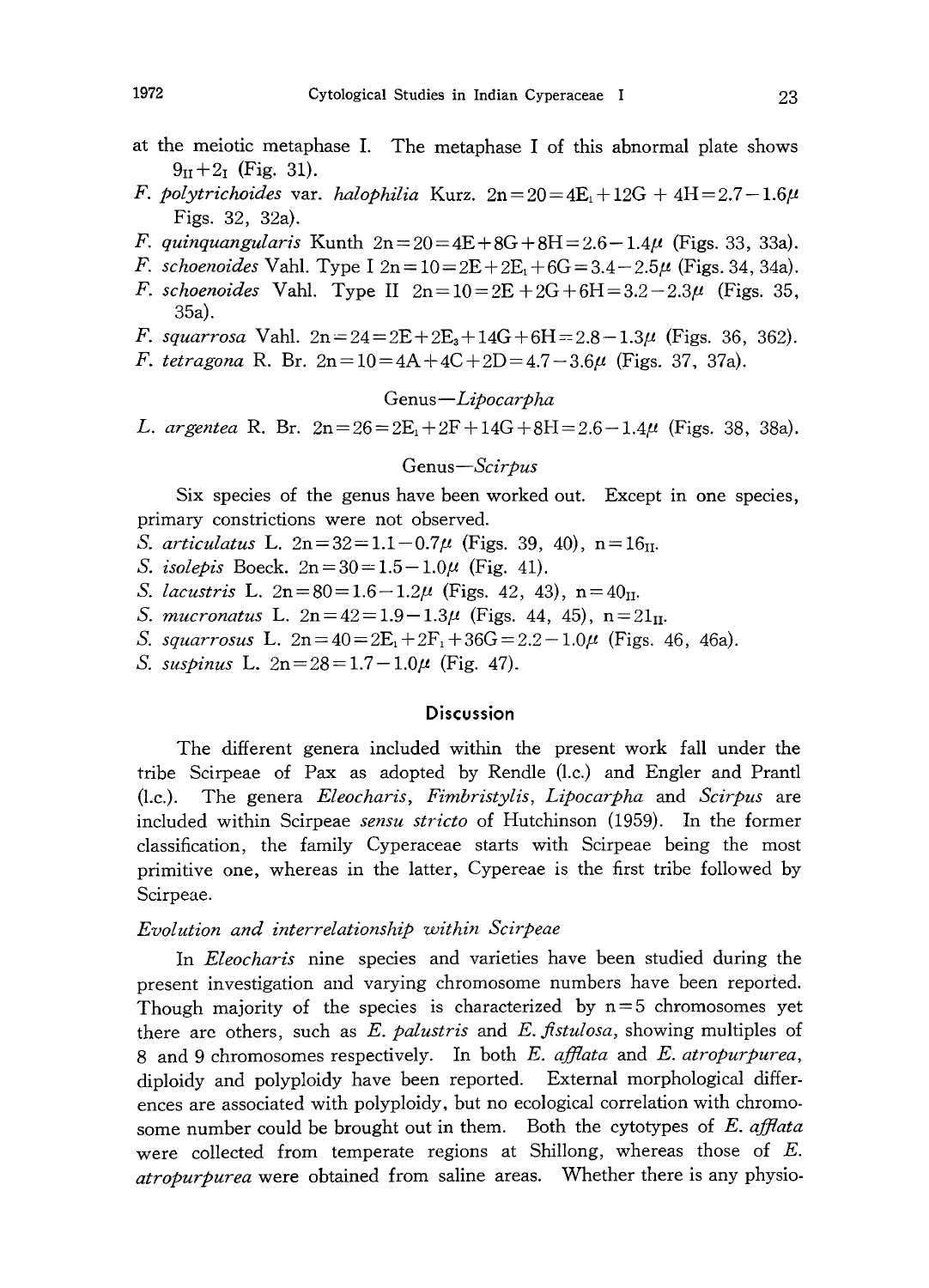at the meiotic metaphase I. The metaphase I of this abnormal plate shows $9_{II}+2_{I}$ (Fig. 31).

*F. polytrichoides* var. *halophilia* Kurz. $2n=20=4E_1+12G+4H=2.7-1.6\mu$ Figs. 32, 32a).

*F. quinquangularis* Kunth $2n=20=4E+8G+8H=2.6-1.4\mu$ (Figs. 33, 33a).

*F. schoenoides* Vahl. Type I $2n=10=2E+2E_1+6G=3.4-2.5\mu$ (Figs. 34, 34a).

*F. schoenoides* Vahl. Type II $2n=10=2E+2G+6H=3.2-2.3\mu$ (Figs. 35, 35a).

*F. squarrosa* Vahl. $2n=24=2E+2E_3+14G+6H=2.8-1.3\mu$ (Figs. 36, 362).

*F. tetragona* R. Br. $2n=10=4A+4C+2D=4.7-3.6\mu$ (Figs. 37, 37a).

Genus—*Lipocarpha*

*L. argentea* R. Br. $2n=26=2E_1+2F+14G+8H=2.6-1.4\mu$ (Figs. 38, 38a).

Genus—*Scirpus*

Six species of the genus have been worked out. Except in one species, primary constrictions were not observed.

*S. articulatus* L. $2n=32=1.1-0.7\mu$ (Figs. 39, 40), $n=16_{II}$.

*S. isolepis* Boeck. $2n=30=1.5-1.0\mu$ (Fig. 41).

*S. lacustris* L. $2n=80=1.6-1.2\mu$ (Figs. 42, 43), $n=40_{II}$.

*S. mucronatus* L. $2n=42=1.9-1.3\mu$ (Figs. 44, 45), $n=21_{II}$.

*S. squarrosus* L. $2n=40=2E_1+2F_1+36G=2.2-1.0\mu$ (Figs. 46, 46a).

*S. suspinus* L. $2n=28=1.7-1.0\mu$ (Fig. 47).

## Discussion

The different genera included within the present work fall under the tribe Scirpeae of Pax as adopted by Rendle (l.c.) and Engler and Prantl (l.c.). The genera *Eleocharis*, *Fimbristylis*, *Lipocarpha* and *Scirpus* are included within Scirpeae *sensu stricto* of Hutchinson (1959). In the former classification, the family Cyperaceae starts with Scirpeae being the most primitive one, whereas in the latter, Cypereae is the first tribe followed by Scirpeae.

### *Evolution and interrelationship within Scirpeae*

In *Eleocharis* nine species and varieties have been studied during the present investigation and varying chromosome numbers have been reported. Though majority of the species is characterized by $n=5$ chromosomes yet there are others, such as *E. palustris* and *E. fistulosa*, showing multiples of 8 and 9 chromosomes respectively. In both *E. afflata* and *E. atropurpurea*, diploidy and polyploidy have been reported. External morphological differences are associated with polyploidy, but no ecological correlation with chromosome number could be brought out in them. Both the cytotypes of *E. afflata* were collected from temperate regions at Shillong, whereas those of *E. atropurpurea* were obtained from saline areas. Whether there is any physio-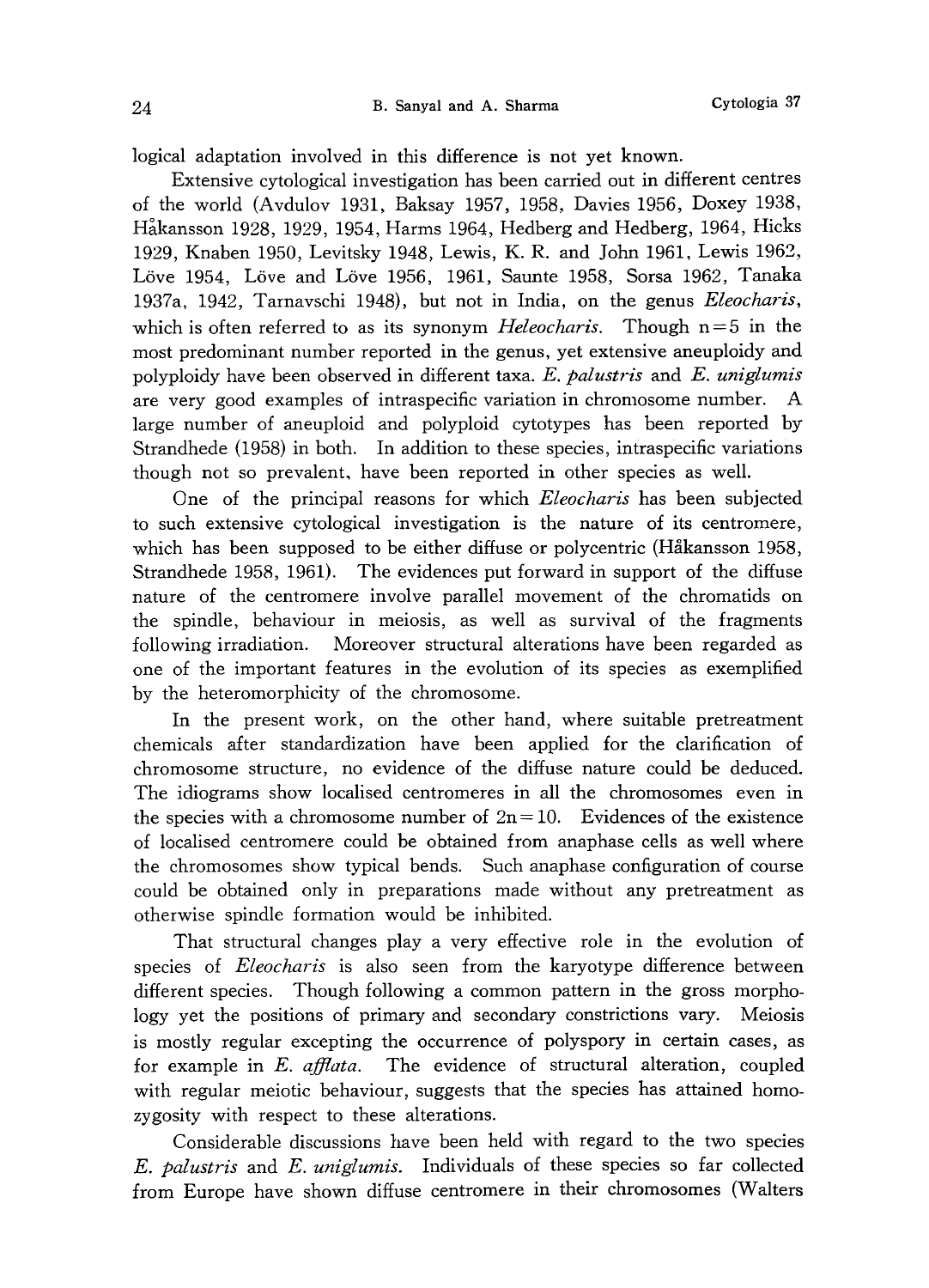logical adaptation involved in this difference is not yet known.

Extensive cytological investigation has been carried out in different centres of the world (Avdulov 1931, Baksay 1957, 1958, Davies 1956, Doxey 1938, Håkansson 1928, 1929, 1954, Harms 1964, Hedberg and Hedberg, 1964, Hicks 1929, Knaben 1950, Levitsky 1948, Lewis, K. R. and John 1961, Lewis 1962, Löve 1954, Löve and Löve 1956, 1961, Saunte 1958, Sorsa 1962, Tanaka 1937a, 1942, Tarnavschi 1948), but not in India, on the genus *Eleocharis*, which is often referred to as its synonym *Heleocharis*. Though $n=5$ in the most predominant number reported in the genus, yet extensive aneuploidy and polyploidy have been observed in different taxa. *E. palustris* and *E. uniglumis* are very good examples of intraspecific variation in chromosome number. A large number of aneuploid and polyploid cytotypes has been reported by Strandhede (1958) in both. In addition to these species, intraspecific variations though not so prevalent, have been reported in other species as well.

One of the principal reasons for which *Eleocharis* has been subjected to such extensive cytological investigation is the nature of its centromere, which has been supposed to be either diffuse or polycentric (Håkansson 1958, Strandhede 1958, 1961). The evidences put forward in support of the diffuse nature of the centromere involve parallel movement of the chromatids on the spindle, behaviour in meiosis, as well as survival of the fragments following irradiation. Moreover structural alterations have been regarded as one of the important features in the evolution of its species as exemplified by the heteromorphicity of the chromosome.

In the present work, on the other hand, where suitable pretreatment chemicals after standardization have been applied for the clarification of chromosome structure, no evidence of the diffuse nature could be deduced. The idiograms show localised centromeres in all the chromosomes even in the species with a chromosome number of $2n=10$. Evidences of the existence of localised centromere could be obtained from anaphase cells as well where the chromosomes show typical bends. Such anaphase configuration of course could be obtained only in preparations made without any pretreatment as otherwise spindle formation would be inhibited.

That structural changes play a very effective role in the evolution of species of *Eleocharis* is also seen from the karyotype difference between different species. Though following a common pattern in the gross morphology yet the positions of primary and secondary constrictions vary. Meiosis is mostly regular excepting the occurrence of polyspory in certain cases, as for example in *E. afflata*. The evidence of structural alteration, coupled with regular meiotic behaviour, suggests that the species has attained homozygosity with respect to these alterations.

Considerable discussions have been held with regard to the two species *E. palustris* and *E. uniglumis*. Individuals of these species so far collected from Europe have shown diffuse centromere in their chromosomes (Walters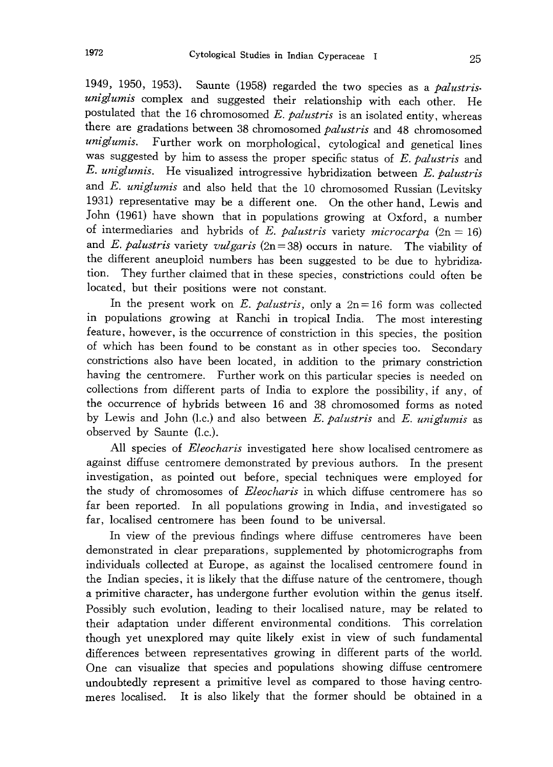1949, 1950, 1953). Saunte (1958) regarded the two species as a *palustris-uniglumis* complex and suggested their relationship with each other. He postulated that the 16 chromosomed *E. palustris* is an isolated entity, whereas there are gradations between 38 chromosomed *palustris* and 48 chromosomed *uniglumis*. Further work on morphological, cytological and genetical lines was suggested by him to assess the proper specific status of *E. palustris* and *E. uniglumis*. He visualized introgressive hybridization between *E. palustris* and *E. uniglumis* and also held that the 10 chromosomed Russian (Levitsky 1931) representative may be a different one. On the other hand, Lewis and John (1961) have shown that in populations growing at Oxford, a number of intermediaries and hybrids of *E. palustris* variety *microcarpa* (2n = 16) and *E. palustris* variety *vulgaris* (2n = 38) occurs in nature. The viability of the different aneuploid numbers has been suggested to be due to hybridization. They further claimed that in these species, constrictions could often be located, but their positions were not constant.

In the present work on *E. palustris*, only a 2n = 16 form was collected in populations growing at Ranchi in tropical India. The most interesting feature, however, is the occurrence of constriction in this species, the position of which has been found to be constant as in other species too. Secondary constrictions also have been located, in addition to the primary constriction having the centromere. Further work on this particular species is needed on collections from different parts of India to explore the possibility, if any, of the occurrence of hybrids between 16 and 38 chromosomed forms as noted by Lewis and John (l.c.) and also between *E. palustris* and *E. uniglumis* as observed by Saunte (l.c.).

All species of *Eleocharis* investigated here show localised centromere as against diffuse centromere demonstrated by previous authors. In the present investigation, as pointed out before, special techniques were employed for the study of chromosomes of *Eleocharis* in which diffuse centromere has so far been reported. In all populations growing in India, and investigated so far, localised centromere has been found to be universal.

In view of the previous findings where diffuse centromeres have been demonstrated in clear preparations, supplemented by photomicrographs from individuals collected at Europe, as against the localised centromere found in the Indian species, it is likely that the diffuse nature of the centromere, though a primitive character, has undergone further evolution within the genus itself. Possibly such evolution, leading to their localised nature, may be related to their adaptation under different environmental conditions. This correlation though yet unexplored may quite likely exist in view of such fundamental differences between representatives growing in different parts of the world. One can visualize that species and populations showing diffuse centromere undoubtedly represent a primitive level as compared to those having centromeres localised. It is also likely that the former should be obtained in a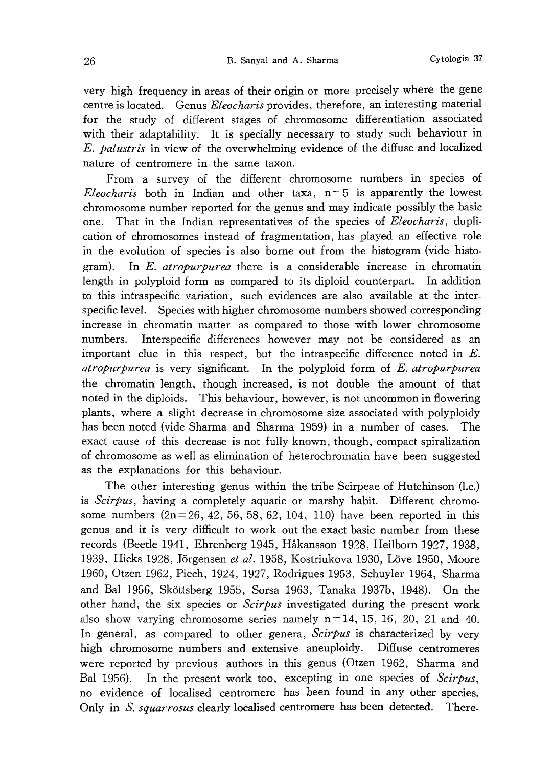very high frequency in areas of their origin or more precisely where the gene centre is located. Genus *Eleocharis* provides, therefore, an interesting material for the study of different stages of chromosome differentiation associated with their adaptability. It is specially necessary to study such behaviour in *E. palustris* in view of the overwhelming evidence of the diffuse and localized nature of centromere in the same taxon.

From a survey of the different chromosome numbers in species of *Eleocharis* both in Indian and other taxa, n=5 is apparently the lowest chromosome number reported for the genus and may indicate possibly the basic one. That in the Indian representatives of the species of *Eleocharis*, duplication of chromosomes instead of fragmentation, has played an effective role in the evolution of species is also borne out from the histogram (vide histogram). In *E. atropurpurea* there is a considerable increase in chromatin length in polyploid form as compared to its diploid counterpart. In addition to this intraspecific variation, such evidences are also available at the interspecific level. Species with higher chromosome numbers showed corresponding increase in chromatin matter as compared to those with lower chromosome numbers. Interspecific differences however may not be considered as an important clue in this respect, but the intraspecific difference noted in *E. atropurpurea* is very significant. In the polyploid form of *E. atropurpurea* the chromatin length, though increased, is not double the amount of that noted in the diploids. This behaviour, however, is not uncommon in flowering plants, where a slight decrease in chromosome size associated with polyploidy has been noted (vide Sharma and Sharma 1959) in a number of cases. The exact cause of this decrease is not fully known, though, compact spiralization of chromosome as well as elimination of heterochromatin have been suggested as the explanations for this behaviour.

The other interesting genus within the tribe Scirpeae of Hutchinson (l.c.) is *Scirpus*, having a completely aquatic or marshy habit. Different chromosome numbers (2n=26, 42, 56, 58, 62, 104, 110) have been reported in this genus and it is very difficult to work out the exact basic number from these records (Beetle 1941, Ehrenberg 1945, Håkansson 1928, Heilborn 1927, 1938, 1939, Hicks 1928, Jörgensen *et al.* 1958, Kostriukova 1930, Löve 1950, Moore 1960, Otzen 1962, Piech, 1924, 1927, Rodrigues 1953, Schuyler 1964, Sharma and Bal 1956, Sköttsberg 1955, Sorsa 1963, Tanaka 1937b, 1948). On the other hand, the six species or *Scirpus* investigated during the present work also show varying chromosome series namely n=14, 15, 16, 20, 21 and 40. In general, as compared to other genera, *Scirpus* is characterized by very high chromosome numbers and extensive aneuploidy. Diffuse centromeres were reported by previous authors in this genus (Otzen 1962, Sharma and Bal 1956). In the present work too, excepting in one species of *Scirpus*, no evidence of localised centromere has been found in any other species. Only in *S. squarrosus* clearly localised centromere has been detected. There-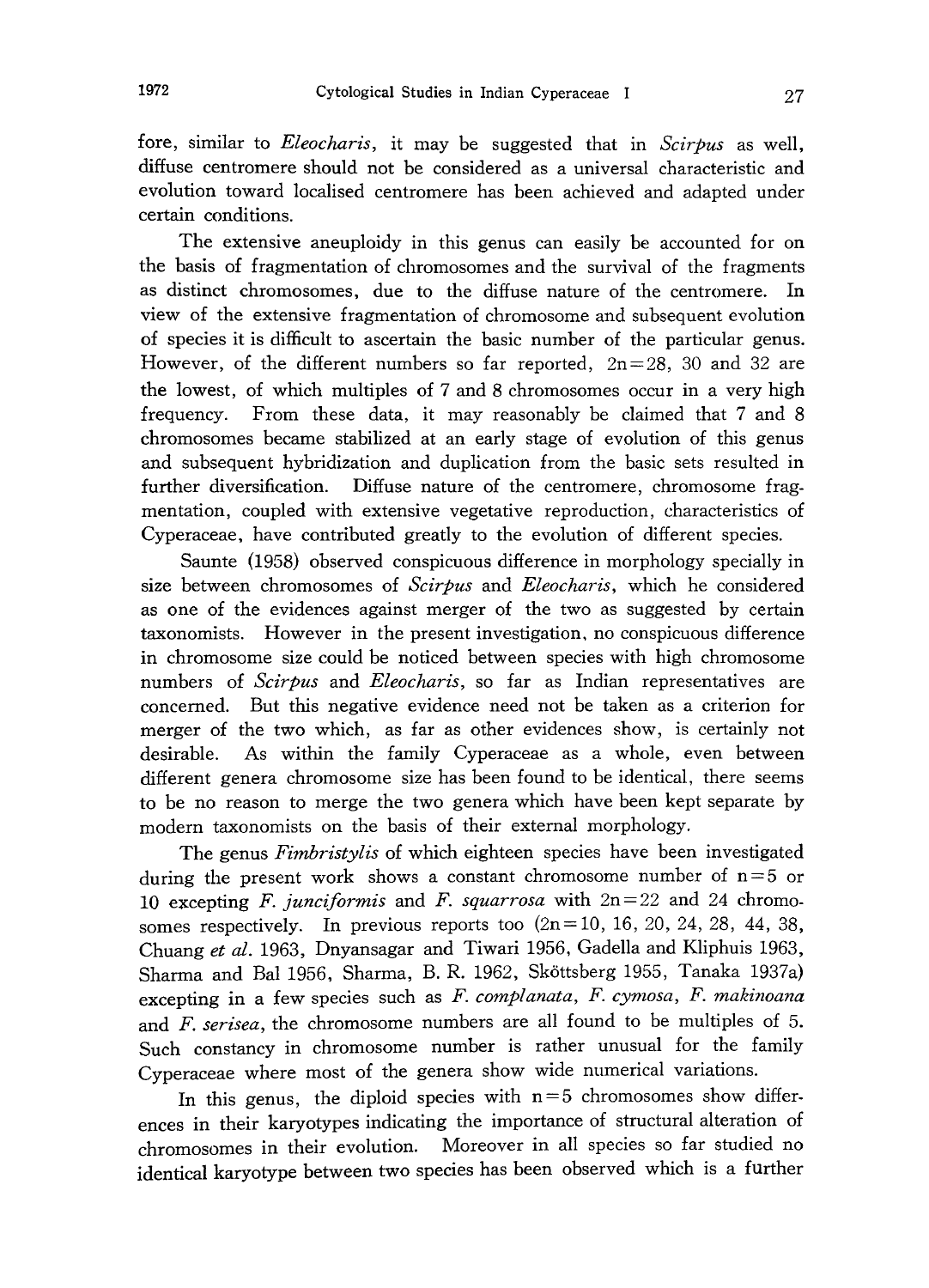fore, similar to *Eleocharis*, it may be suggested that in *Scirpus* as well, diffuse centromere should not be considered as a universal characteristic and evolution toward localised centromere has been achieved and adapted under certain conditions.

The extensive aneuploidy in this genus can easily be accounted for on the basis of fragmentation of chromosomes and the survival of the fragments as distinct chromosomes, due to the diffuse nature of the centromere. In view of the extensive fragmentation of chromosome and subsequent evolution of species it is difficult to ascertain the basic number of the particular genus. However, of the different numbers so far reported, 2n=28, 30 and 32 are the lowest, of which multiples of 7 and 8 chromosomes occur in a very high frequency. From these data, it may reasonably be claimed that 7 and 8 chromosomes became stabilized at an early stage of evolution of this genus and subsequent hybridization and duplication from the basic sets resulted in further diversification. Diffuse nature of the centromere, chromosome fragmentation, coupled with extensive vegetative reproduction, characteristics of Cyperaceae, have contributed greatly to the evolution of different species.

Saunte (1958) observed conspicuous difference in morphology specially in size between chromosomes of *Scirpus* and *Eleocharis*, which he considered as one of the evidences against merger of the two as suggested by certain taxonomists. However in the present investigation, no conspicuous difference in chromosome size could be noticed between species with high chromosome numbers of *Scirpus* and *Eleocharis*, so far as Indian representatives are concerned. But this negative evidence need not be taken as a criterion for merger of the two which, as far as other evidences show, is certainly not desirable. As within the family Cyperaceae as a whole, even between different genera chromosome size has been found to be identical, there seems to be no reason to merge the two genera which have been kept separate by modern taxonomists on the basis of their external morphology.

The genus *Fimbristylis* of which eighteen species have been investigated during the present work shows a constant chromosome number of n=5 or 10 excepting *F. junciformis* and *F. squarrosa* with 2n=22 and 24 chromosomes respectively. In previous reports too (2n=10, 16, 20, 24, 28, 44, 38, Chuang *et al.* 1963, Dnyansagar and Tiwari 1956, Gadella and Kliphuis 1963, Sharma and Bal 1956, Sharma, B. R. 1962, Sköttsberg 1955, Tanaka 1937a) excepting in a few species such as *F. complanata*, *F. cymosa*, *F. makinoana* and *F. serisea*, the chromosome numbers are all found to be multiples of 5. Such constancy in chromosome number is rather unusual for the family Cyperaceae where most of the genera show wide numerical variations.

In this genus, the diploid species with n=5 chromosomes show differences in their karyotypes indicating the importance of structural alteration of chromosomes in their evolution. Moreover in all species so far studied no identical karyotype between two species has been observed which is a further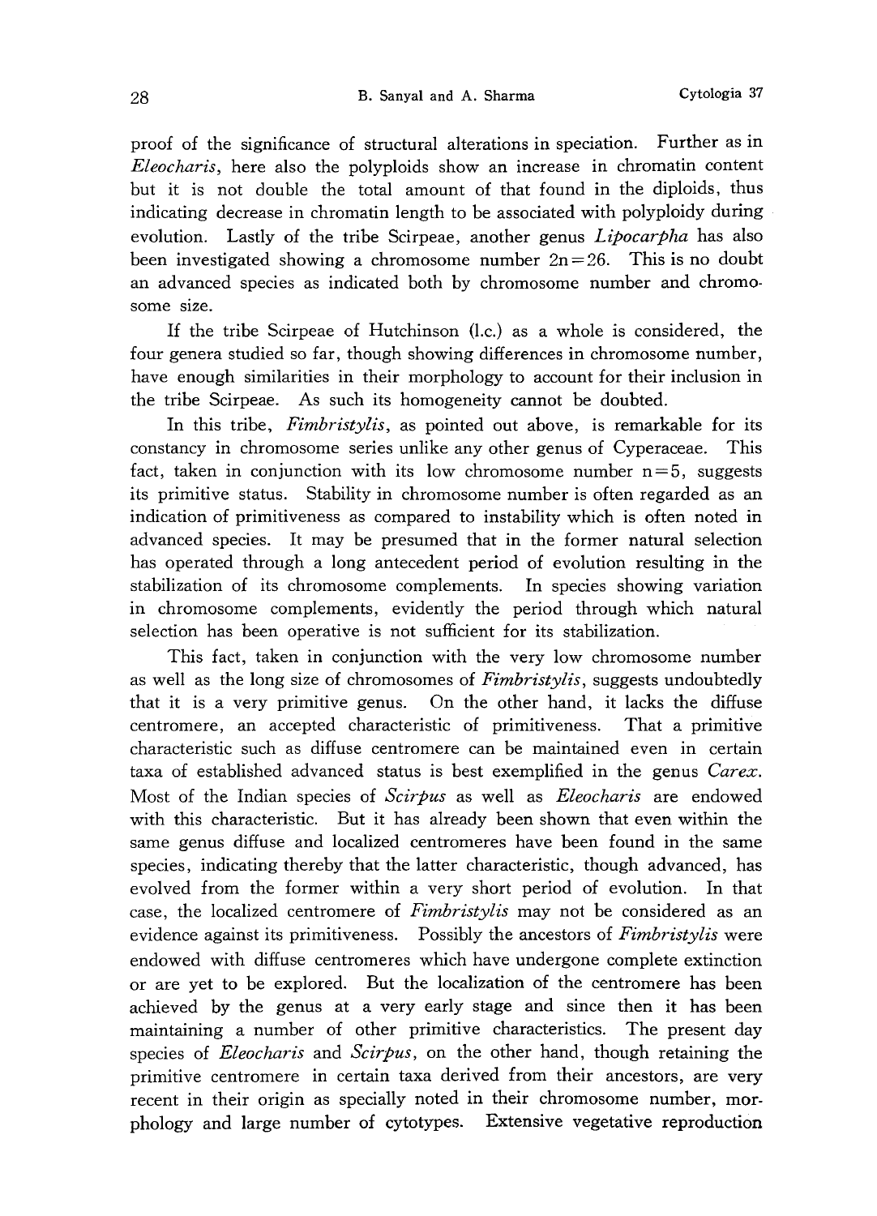proof of the significance of structural alterations in speciation. Further as in *Eleocharis*, here also the polyploids show an increase in chromatin content but it is not double the total amount of that found in the diploids, thus indicating decrease in chromatin length to be associated with polyploidy during evolution. Lastly of the tribe Scirpeae, another genus *Lipocarpha* has also been investigated showing a chromosome number $2n=26$. This is no doubt an advanced species as indicated both by chromosome number and chromosome size.

If the tribe Scirpeae of Hutchinson (l.c.) as a whole is considered, the four genera studied so far, though showing differences in chromosome number, have enough similarities in their morphology to account for their inclusion in the tribe Scirpeae. As such its homogeneity cannot be doubted.

In this tribe, *Fimbristylis*, as pointed out above, is remarkable for its constancy in chromosome series unlike any other genus of Cyperaceae. This fact, taken in conjunction with its low chromosome number $n=5$, suggests its primitive status. Stability in chromosome number is often regarded as an indication of primitiveness as compared to instability which is often noted in advanced species. It may be presumed that in the former natural selection has operated through a long antecedent period of evolution resulting in the stabilization of its chromosome complements. In species showing variation in chromosome complements, evidently the period through which natural selection has been operative is not sufficient for its stabilization.

This fact, taken in conjunction with the very low chromosome number as well as the long size of chromosomes of *Fimbristylis*, suggests undoubtedly that it is a very primitive genus. On the other hand, it lacks the diffuse centromere, an accepted characteristic of primitiveness. That a primitive characteristic such as diffuse centromere can be maintained even in certain taxa of established advanced status is best exemplified in the genus *Carex*. Most of the Indian species of *Scirpus* as well as *Eleocharis* are endowed with this characteristic. But it has already been shown that even within the same genus diffuse and localized centromeres have been found in the same species, indicating thereby that the latter characteristic, though advanced, has evolved from the former within a very short period of evolution. In that case, the localized centromere of *Fimbristylis* may not be considered as an evidence against its primitiveness. Possibly the ancestors of *Fimbristylis* were endowed with diffuse centromeres which have undergone complete extinction or are yet to be explored. But the localization of the centromere has been achieved by the genus at a very early stage and since then it has been maintaining a number of other primitive characteristics. The present day species of *Eleocharis* and *Scirpus*, on the other hand, though retaining the primitive centromere in certain taxa derived from their ancestors, are very recent in their origin as specially noted in their chromosome number, morphology and large number of cytotypes. Extensive vegetative reproduction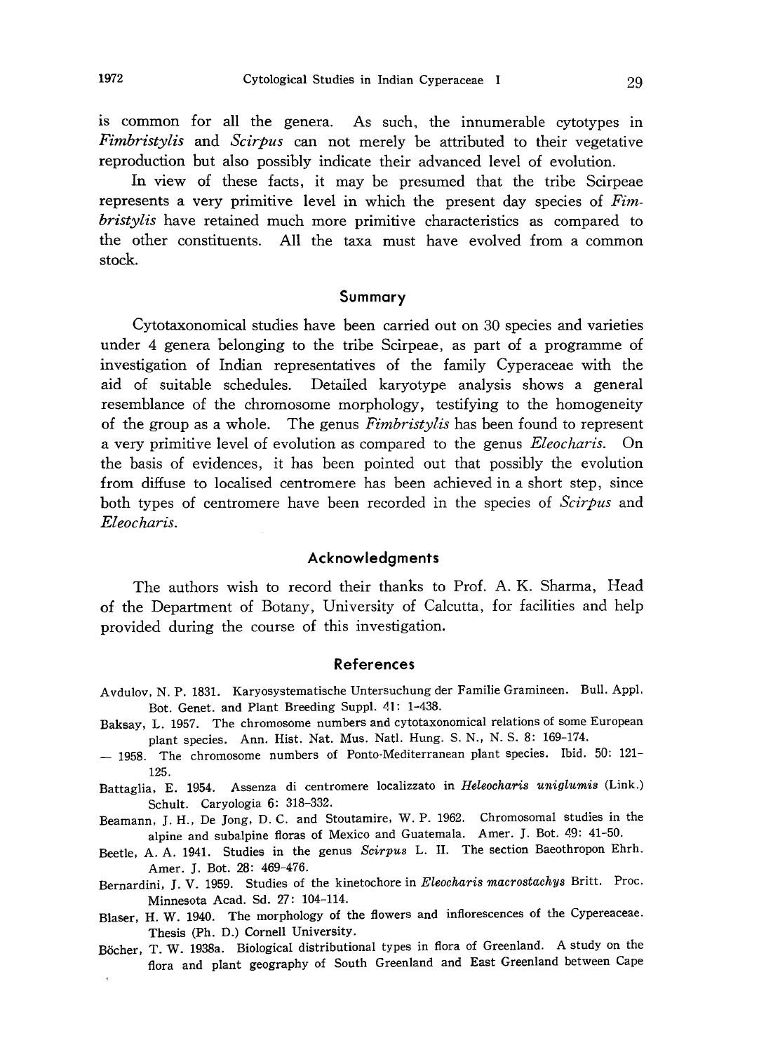is common for all the genera. As such, the innumerable cytotypes in *Fimbristylis* and *Scirpus* can not merely be attributed to their vegetative reproduction but also possibly indicate their advanced level of evolution.

In view of these facts, it may be presumed that the tribe Scirpeae represents a very primitive level in which the present day species of *Fimbristylis* have retained much more primitive characteristics as compared to the other constituents. All the taxa must have evolved from a common stock.

## Summary

Cytotaxonomical studies have been carried out on 30 species and varieties under 4 genera belonging to the tribe Scirpeae, as part of a programme of investigation of Indian representatives of the family Cyperaceae with the aid of suitable schedules. Detailed karyotype analysis shows a general resemblance of the chromosome morphology, testifying to the homogeneity of the group as a whole. The genus *Fimbristylis* has been found to represent a very primitive level of evolution as compared to the genus *Eleocharis*. On the basis of evidences, it has been pointed out that possibly the evolution from diffuse to localised centromere has been achieved in a short step, since both types of centromere have been recorded in the species of *Scirpus* and *Eleocharis*.

## Acknowledgments

The authors wish to record their thanks to Prof. A. K. Sharma, Head of the Department of Botany, University of Calcutta, for facilities and help provided during the course of this investigation.

## References

Avdulov, N. P. 1831. Karyosystematische Untersuchung der Familie Gramineen. Bull. Appl. Bot. Genet. and Plant Breeding Suppl. 41: 1-438.

Baksay, L. 1957. The chromosome numbers and cytotaxonomical relations of some European plant species. Ann. Hist. Nat. Mus. Natl. Hung. S. N., N. S. 8: 169-174.

— 1958. The chromosome numbers of Ponto-Mediterranean plant species. Ibid. 50: 121-125.

Battaglia, E. 1954. Assenza di centromere localizzato in *Heleocharis uniglumis* (Link.) Schult. Caryologia 6: 318-332.

Beamann, J. H., De Jong, D. C. and Stoutamire, W. P. 1962. Chromosomal studies in the alpine and subalpine floras of Mexico and Guatemala. Amer. J. Bot. 49: 41-50.

Beetle, A. A. 1941. Studies in the genus *Scirpus* L. II. The section Baeothropon Ehrh. Amer. J. Bot. 28: 469-476.

Bernardini, J. V. 1959. Studies of the kinetochore in *Eleocharis macrostachys* Britt. Proc. Minnesota Acad. Sd. 27: 104-114.

Blaser, H. W. 1940. The morphology of the flowers and inflorescences of the Cypereaceae. Thesis (Ph. D.) Cornell University.

Böcher, T. W. 1938a. Biological distributional types in flora of Greenland. A study on the flora and plant geography of South Greenland and East Greenland between Cape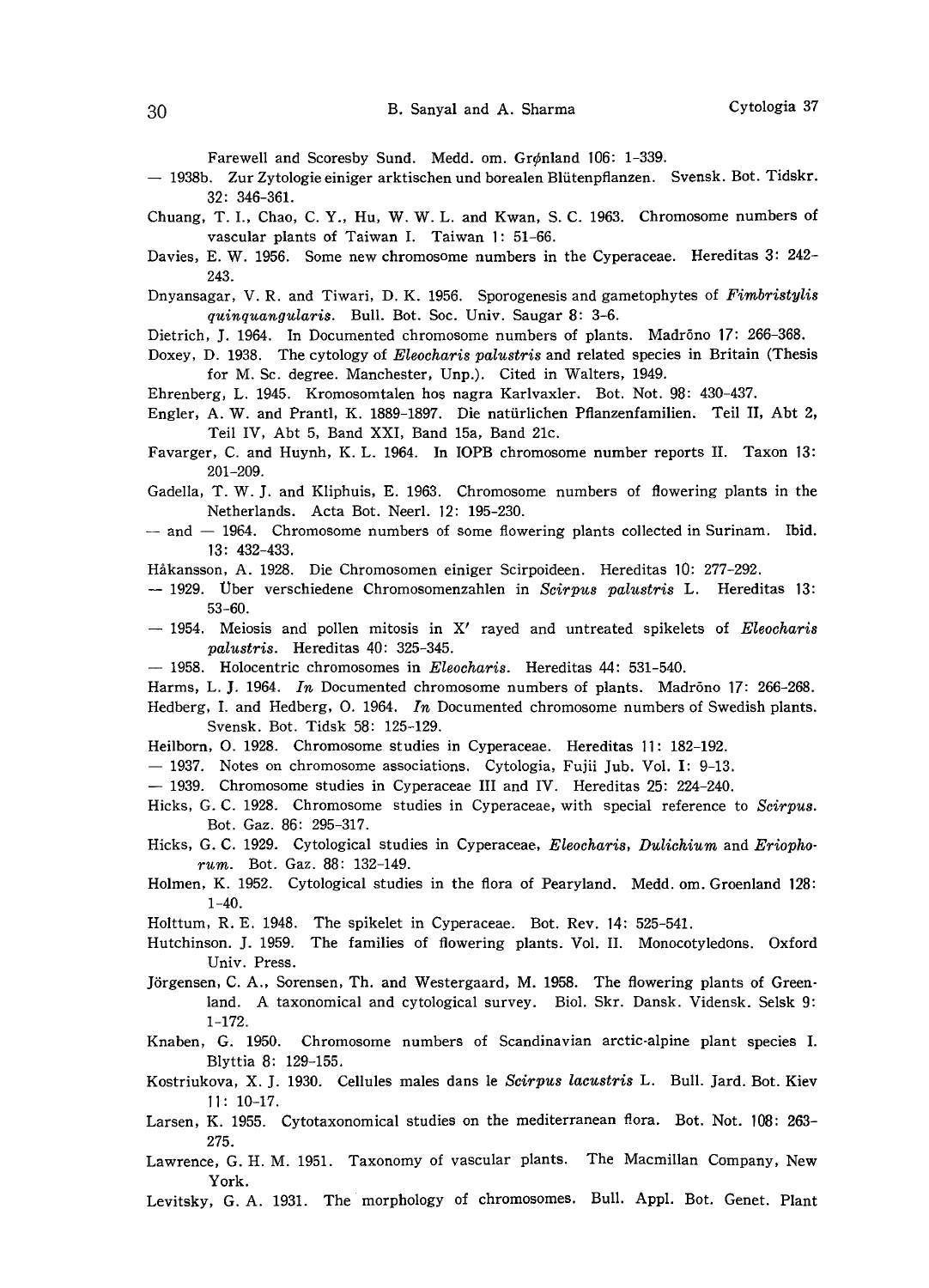Farewell and Scoresby Sund. Medd. om. Grønland 106: 1-339.

— 1938b. Zur Zytologie einiger arktischen und borealen Blütenpflanzen. Svensk. Bot. Tidskr. 32: 346-361.

Chuang, T. I., Chao, C. Y., Hu, W. W. L. and Kwan, S. C. 1963. Chromosome numbers of vascular plants of Taiwan I. Taiwan 1: 51-66.

Davies, E. W. 1956. Some new chromosome numbers in the Cyperaceae. Hereditas 3: 242-243.

Dnyansagar, V. R. and Tiwari, D. K. 1956. Sporogenesis and gametophytes of *Fimbristylis quinquangularis*. Bull. Bot. Soc. Univ. Saugar 8: 3-6.

Dietrich, J. 1964. In Documented chromosome numbers of plants. Madrōno 17: 266-368.

Doxey, D. 1938. The cytology of *Eleocharis palustris* and related species in Britain (Thesis for M. Sc. degree. Manchester, Unp.). Cited in Walters, 1949.

Ehrenberg, L. 1945. Kromosomtalen hos nagra Karlvaxler. Bot. Not. 98: 430-437.

Engler, A. W. and Prantl, K. 1889-1897. Die natürlichen Pflanzenfamilien. Teil II, Abt 2, Teil IV, Abt 5, Band XXI, Band 15a, Band 21c.

Favarger, C. and Huynh, K. L. 1964. In IOPB chromosome number reports II. Taxon 13: 201-209.

Gadella, T. W. J. and Kliphuis, E. 1963. Chromosome numbers of flowering plants in the Netherlands. Acta Bot. Neerl. 12: 195-230.

— and — 1964. Chromosome numbers of some flowering plants collected in Surinam. Ibid. 13: 432-433.

Håkansson, A. 1928. Die Chromosomen einiger Scirpoideen. Hereditas 10: 277-292.

— 1929. Über verschiedene Chromosomenzahlen in *Scirpus palustris* L. Hereditas 13: 53-60.

— 1954. Meiosis and pollen mitosis in X′ rayed and untreated spikelets of *Eleocharis palustris*. Hereditas 40: 325-345.

— 1958. Holocentric chromosomes in *Eleocharis*. Hereditas 44: 531-540.

Harms, L. J. 1964. *In* Documented chromosome numbers of plants. Madrōno 17: 266-268.

Hedberg, I. and Hedberg, O. 1964. *In* Documented chromosome numbers of Swedish plants. Svensk. Bot. Tidsk 58: 125-129.

Heilborn, O. 1928. Chromosome studies in Cyperaceae. Hereditas 11: 182-192.

— 1937. Notes on chromosome associations. Cytologia, Fujii Jub. Vol. I: 9-13.

— 1939. Chromosome studies in Cyperaceae III and IV. Hereditas 25: 224-240.

Hicks, G. C. 1928. Chromosome studies in Cyperaceae, with special reference to *Scirpus*. Bot. Gaz. 86: 295-317.

Hicks, G. C. 1929. Cytological studies in Cyperaceae, *Eleocharis*, *Dulichium* and *Eriophorum*. Bot. Gaz. 88: 132-149.

Holmen, K. 1952. Cytological studies in the flora of Pearyland. Medd. om. Groenland 128: 1-40.

Holttum, R. E. 1948. The spikelet in Cyperaceae. Bot. Rev. 14: 525-541.

Hutchinson, J. 1959. The families of flowering plants. Vol. II. Monocotyledons. Oxford Univ. Press.

Jörgensen, C. A., Sorensen, Th. and Westergaard, M. 1958. The flowering plants of Greenland. A taxonomical and cytological survey. Biol. Skr. Dansk. Vidensk. Selsk 9: 1-172.

Knaben, G. 1950. Chromosome numbers of Scandinavian arctic-alpine plant species I. Blyttia 8: 129-155.

Kostriukova, X. J. 1930. Cellules males dans le *Scirpus lacustris* L. Bull. Jard. Bot. Kiev 11: 10-17.

Larsen, K. 1955. Cytotaxonomical studies on the mediterranean flora. Bot. Not. 108: 263-275.

Lawrence, G. H. M. 1951. Taxonomy of vascular plants. The Macmillan Company, New York.

Levitsky, G. A. 1931. The morphology of chromosomes. Bull. Appl. Bot. Genet. Plant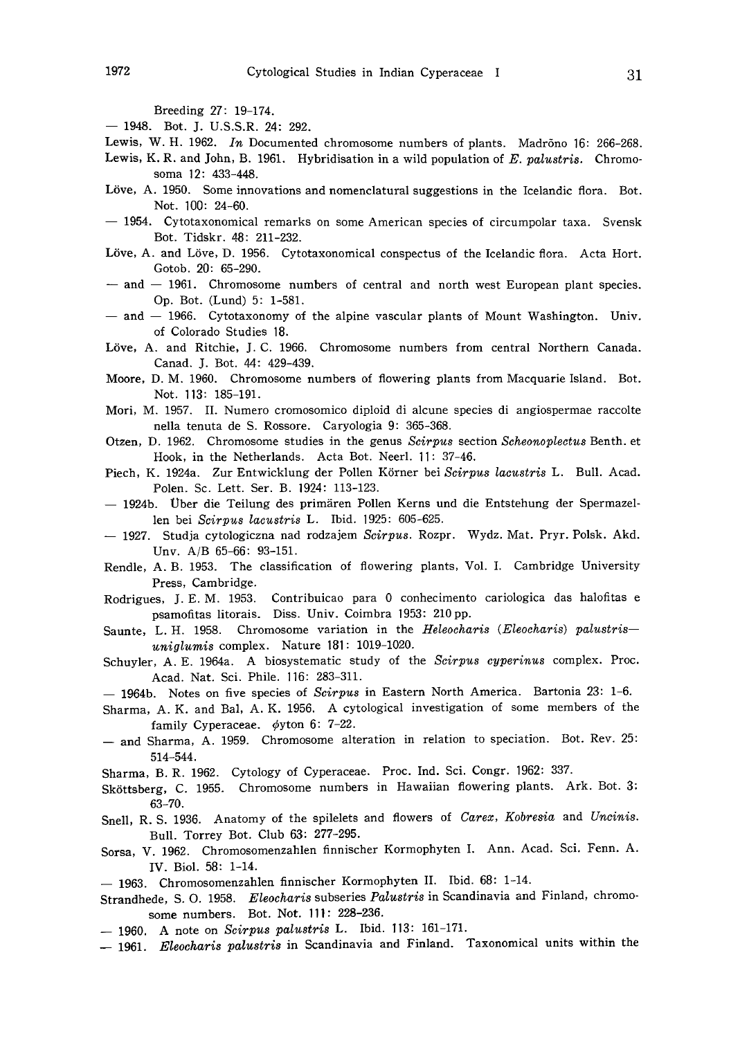Breeding 27: 19-174.

— 1948. Bot. J. U.S.S.R. 24: 292.

Lewis, W. H. 1962. *In* Documented chromosome numbers of plants. Madrōno 16: 266-268.

Lewis, K. R. and John, B. 1961. Hybridisation in a wild population of *E. palustris*. Chromosoma 12: 433-448.

Löve, A. 1950. Some innovations and nomenclatural suggestions in the Icelandic flora. Bot. Not. 100: 24-60.

— 1954. Cytotaxonomical remarks on some American species of circumpolar taxa. Svensk Bot. Tidskr. 48: 211-232.

Löve, A. and Löve, D. 1956. Cytotaxonomical conspectus of the Icelandic flora. Acta Hort. Gotob. 20: 65-290.

— and — 1961. Chromosome numbers of central and north west European plant species. Op. Bot. (Lund) 5: 1-581.

— and — 1966. Cytotaxonomy of the alpine vascular plants of Mount Washington. Univ. of Colorado Studies 18.

Löve, A. and Ritchie, J. C. 1966. Chromosome numbers from central Northern Canada. Canad. J. Bot. 44: 429-439.

Moore, D. M. 1960. Chromosome numbers of flowering plants from Macquarie Island. Bot. Not. 113: 185-191.

Mori, M. 1957. II. Numero cromosomico diploid di alcune species di angiospermae raccolte nella tenuta de S. Rossore. Caryologia 9: 365-368.

Otzen, D. 1962. Chromosome studies in the genus *Scirpus* section *Scheonoplectus* Benth. et Hook, in the Netherlands. Acta Bot. Neerl. 11: 37-46.

Piech, K. 1924a. Zur Entwicklung der Pollen Körner bei *Scirpus lacustris* L. Bull. Acad. Polen. Sc. Lett. Ser. B. 1924: 113-123.

— 1924b. Über die Teilung des primären Pollen Kerns und die Entstehung der Spermazellen bei *Scirpus lacustris* L. Ibid. 1925: 605-625.

— 1927. Studja cytologiczna nad rodzajem *Scirpus*. Rozpr. Wydz. Mat. Pryr. Polsk. Akd. Unv. A/B 65-66: 93-151.

Rendle, A. B. 1953. The classification of flowering plants, Vol. I. Cambridge University Press, Cambridge.

Rodrigues, J. E. M. 1953. Contribuicao para 0 conhecimento cariologica das halofitas e psamofitas litorais. Diss. Univ. Coimbra 1953: 210 pp.

Saunte, L. H. 1958. Chromosome variation in the *Heleocharis* (*Eleocharis*) *palustris*—*uniglumis* complex. Nature 181: 1019-1020.

Schuyler, A. E. 1964a. A biosystematic study of the *Scirpus cyperinus* complex. Proc. Acad. Nat. Sci. Phile. 116: 283-311.

— 1964b. Notes on five species of *Scirpus* in Eastern North America. Bartonia 23: 1-6.

Sharma, A. K. and Bal, A. K. 1956. A cytological investigation of some members of the family Cyperaceae. $\phi$yton 6: 7-22.

— and Sharma, A. 1959. Chromosome alteration in relation to speciation. Bot. Rev. 25: 514-544.

Sharma, B. R. 1962. Cytology of Cyperaceae. Proc. Ind. Sci. Congr. 1962: 337.

Sköttsberg, C. 1955. Chromosome numbers in Hawaiian flowering plants. Ark. Bot. 3: 63-70.

Snell, R. S. 1936. Anatomy of the spilelets and flowers of *Carex*, *Kobresia* and *Uncinis*. Bull. Torrey Bot. Club 63: 277-295.

Sorsa, V. 1962. Chromosomenzahlen finnischer Kormophyten I. Ann. Acad. Sci. Fenn. A. IV. Biol. 58: 1-14.

— 1963. Chromosomenzahlen finnischer Kormophyten II. Ibid. 68: 1-14.

Strandhede, S. O. 1958. *Eleocharis* subseries *Palustris* in Scandinavia and Finland, chromosome numbers. Bot. Not. 111: 228-236.

— 1960. A note on *Scirpus palustris* L. Ibid. 113: 161-171.

— 1961. *Eleocharis palustris* in Scandinavia and Finland. Taxonomical units within the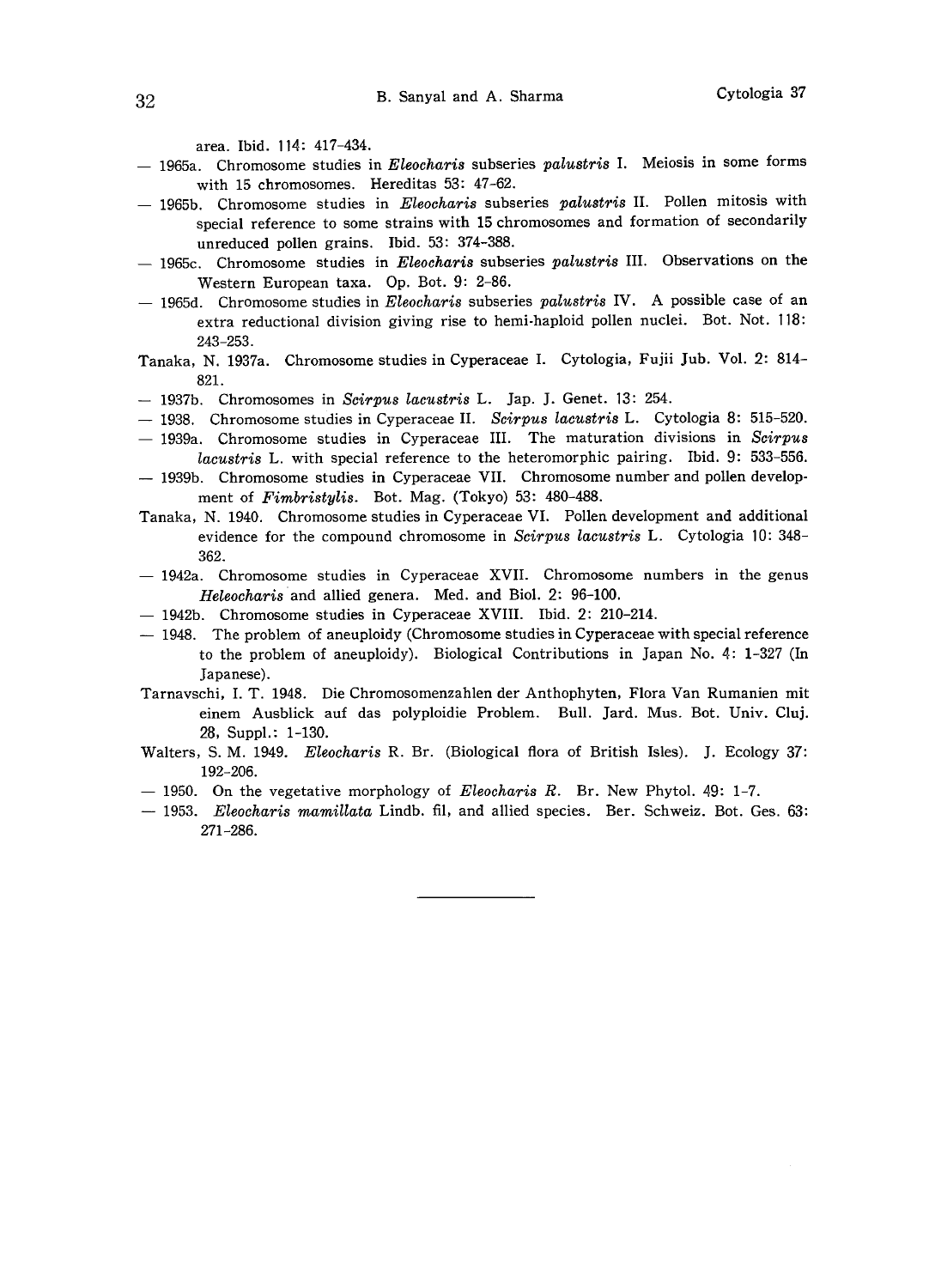area. Ibid. 114: 417-434.

— 1965a. Chromosome studies in *Eleocharis* subseries *palustris* I. Meiosis in some forms with 15 chromosomes. Hereditas 53: 47-62.

— 1965b. Chromosome studies in *Eleocharis* subseries *palustris* II. Pollen mitosis with special reference to some strains with 15 chromosomes and formation of secondarily unreduced pollen grains. Ibid. 53: 374-388.

— 1965c. Chromosome studies in *Eleocharis* subseries *palustris* III. Observations on the Western European taxa. Op. Bot. 9: 2-86.

— 1965d. Chromosome studies in *Eleocharis* subseries *palustris* IV. A possible case of an extra reductional division giving rise to hemi-haploid pollen nuclei. Bot. Not. 118: 243-253.

Tanaka, N. 1937a. Chromosome studies in Cyperaceae I. Cytologia, Fujii Jub. Vol. 2: 814-821.

— 1937b. Chromosomes in *Scirpus lacustris* L. Jap. J. Genet. 13: 254.

— 1938. Chromosome studies in Cyperaceae II. *Scirpus lacustris* L. Cytologia 8: 515-520.

— 1939a. Chromosome studies in Cyperaceae III. The maturation divisions in *Scirpus lacustris* L. with special reference to the heteromorphic pairing. Ibid. 9: 533-556.

— 1939b. Chromosome studies in Cyperaceae VII. Chromosome number and pollen development of *Fimbristylis*. Bot. Mag. (Tokyo) 53: 480-488.

Tanaka, N. 1940. Chromosome studies in Cyperaceae VI. Pollen development and additional evidence for the compound chromosome in *Scirpus lacustris* L. Cytologia 10: 348-362.

— 1942a. Chromosome studies in Cyperaceae XVII. Chromosome numbers in the genus *Heleocharis* and allied genera. Med. and Biol. 2: 96-100.

— 1942b. Chromosome studies in Cyperaceae XVIII. Ibid. 2: 210-214.

— 1948. The problem of aneuploidy (Chromosome studies in Cyperaceae with special reference to the problem of aneuploidy). Biological Contributions in Japan No. 4: 1-327 (In Japanese).

Tarnavschi, I. T. 1948. Die Chromosomenzahlen der Anthophyten, Flora Van Rumanien mit einem Ausblick auf das polyploidie Problem. Bull. Jard. Mus. Bot. Univ. Cluj. 28, Suppl.: 1-130.

Walters, S. M. 1949. *Eleocharis* R. Br. (Biological flora of British Isles). J. Ecology 37: 192-206.

— 1950. On the vegetative morphology of *Eleocharis R.* Br. New Phytol. 49: 1-7.

— 1953. *Eleocharis mamillata* Lindb. fil, and allied species. Ber. Schweiz. Bot. Ges. 63: 271-286.